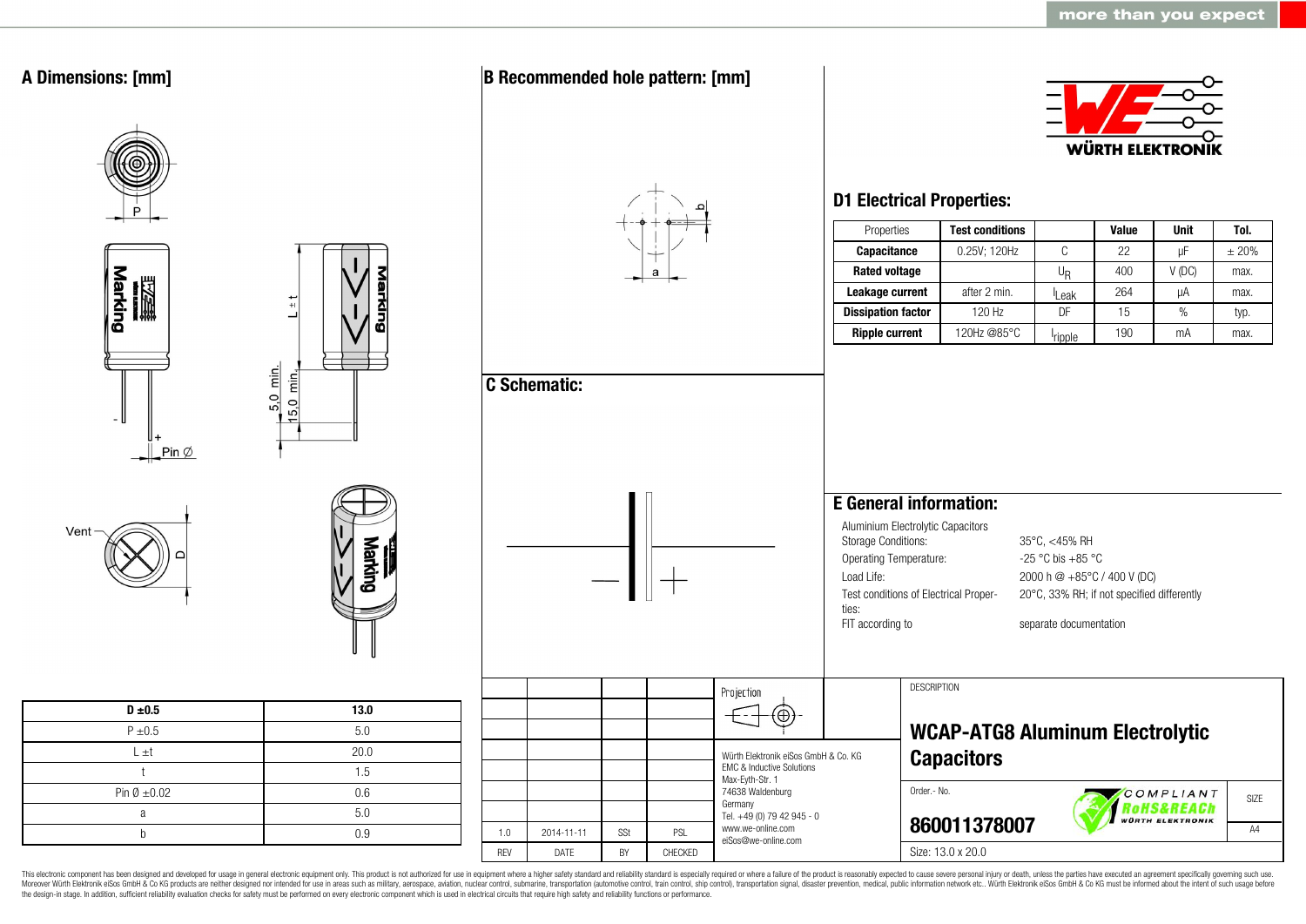## A Dimensions: [mm]

| D ±0.5 | 13.0 |
|---|---|
| P ±0.5 | 5.0 |
| L ±t | 20.0 |
| t | 1.5 |
| Pin Ø ±0.02 | 0.6 |
| a | 5.0 |
| b | 0.9 |

## B Recommended hole pattern: [mm]

## C Schematic:

## D1 Electrical Properties:

| Properties | Test conditions | | Value | Unit | Tol. |
|---|---|---|---|---|---|
| **Capacitance** | 0.25V; 120Hz | C | 22 | µF | ± 20% |
| **Rated voltage** | | $U_R$ | 400 | V (DC) | max. |
| **Leakage current** | after 2 min. | $I_{Leak}$ | 264 | µA | max. |
| **Dissipation factor** | 120 Hz | DF | 15 | % | typ. |
| **Ripple current** | 120Hz @85°C | $I_{ripple}$ | 190 | mA | max. |

## E General information:

Aluminium Electrolytic Capacitors

| | |
|---|---|
| Storage Conditions: | 35°C, <45% RH |
| Operating Temperature: | -25 °C bis +85 °C |
| Load Life: | 2000 h @ +85°C / 400 V (DC) |
| Test conditions of Electrical Properties: | 20°C, 33% RH; if not specified differently |
| FIT according to | separate documentation |

| REV | DATE | BY | CHECKED |
|---|---|---|---|
| 1.0 | 2014-11-11 | SSt | PSL |

Projection

Würth Elektronik eiSos GmbH & Co. KG
EMC & Inductive Solutions
Max-Eyth-Str. 1
74638 Waldenburg
Germany
Tel. +49 (0) 79 42 945 - 0
www.we-online.com
eiSos@we-online.com

DESCRIPTION

**WCAP-ATG8 Aluminum Electrolytic Capacitors**

Order.- No.

**860011378007**

COMPLIANT RoHS&REACh WÜRTH ELEKTRONIK

SIZE A4

Size: 13.0 x 20.0

This electronic component has been designed and developed for usage in general electronic equipment only. This product is not authorized for use in equipment where a higher safety standard and reliability standard is especially required or where a failure of the product is reasonably expected to cause severe personal injury or death, unless the parties have executed an agreement specifically governing such use. Moreover Würth Elektronik eiSos GmbH & Co KG products are neither designed nor intended for use in areas such as military, aerospace, aviation, nuclear control, submarine, transportation (automotive control, train control, ship control), transportation signal, disaster prevention, medical, public information network etc.. Würth Elektronik eiSos GmbH & Co KG must be informed about the intent of such usage before the design-in stage. In addition, sufficient reliability evaluation checks for safety must be performed on every electronic component which is used in electrical circuits that require high safety and reliability functions or performance.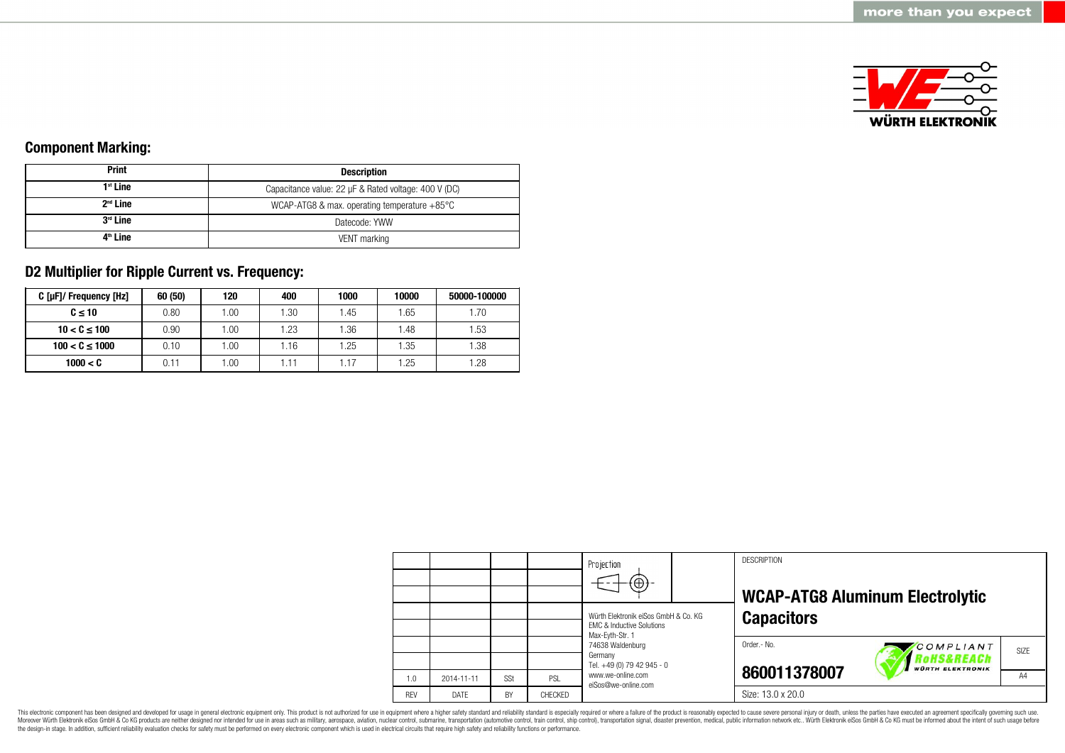## Component Marking:

| Print | Description |
|---|---|
| 1st Line | Capacitance value: 22 µF & Rated voltage: 400 V (DC) |
| 2nd Line | WCAP-ATG8 & max. operating temperature +85°C |
| 3rd Line | Datecode: YWW |
| 4th Line | VENT marking |

## D2 Multiplier for Ripple Current vs. Frequency:

| C [µF]/ Frequency [Hz] | 60 (50) | 120 | 400 | 1000 | 10000 | 50000-100000 |
|---|---|---|---|---|---|---|
| C ≤ 10 | 0.80 | 1.00 | 1.30 | 1.45 | 1.65 | 1.70 |
| 10 < C ≤ 100 | 0.90 | 1.00 | 1.23 | 1.36 | 1.48 | 1.53 |
| 100 < C ≤ 1000 | 0.10 | 1.00 | 1.16 | 1.25 | 1.35 | 1.38 |
| 1000 < C | 0.11 | 1.00 | 1.11 | 1.17 | 1.25 | 1.28 |

| REV | DATE | BY | CHECKED |
|---|---|---|---|
| 1.0 | 2014-11-11 | SSt | PSL |

Würth Elektronik eiSos GmbH & Co. KG
EMC & Inductive Solutions
Max-Eyth-Str. 1
74638 Waldenburg
Germany
Tel. +49 (0) 79 42 945 - 0
www.we-online.com
eiSos@we-online.com

DESCRIPTION

**WCAP-ATG8 Aluminum Electrolytic Capacitors**

Order.- No. **860011378007**

SIZE A4

Size: 13.0 x 20.0

This electronic component has been designed and developed for usage in general electronic equipment only. This product is not authorized for use in equipment where a higher safety standard and reliability standard is especially required or where a failure of the product is reasonably expected to cause severe personal injury or death, unless the parties have executed an agreement specifically governing such use. Moreover Würth Elektronik eiSos GmbH & Co KG products are neither designed nor intended for use in areas such as military, aerospace, aviation, nuclear control, submarine, transportation (automotive control, train control, ship control), transportation signal, disaster prevention, medical, public information network etc.. Würth Elektronik eiSos GmbH & Co KG must be informed about the intent of such usage before the design-in stage. In addition, sufficient reliability evaluation checks for safety must be performed on every electronic component which is used in electrical circuits that require high safety and reliability functions or performance.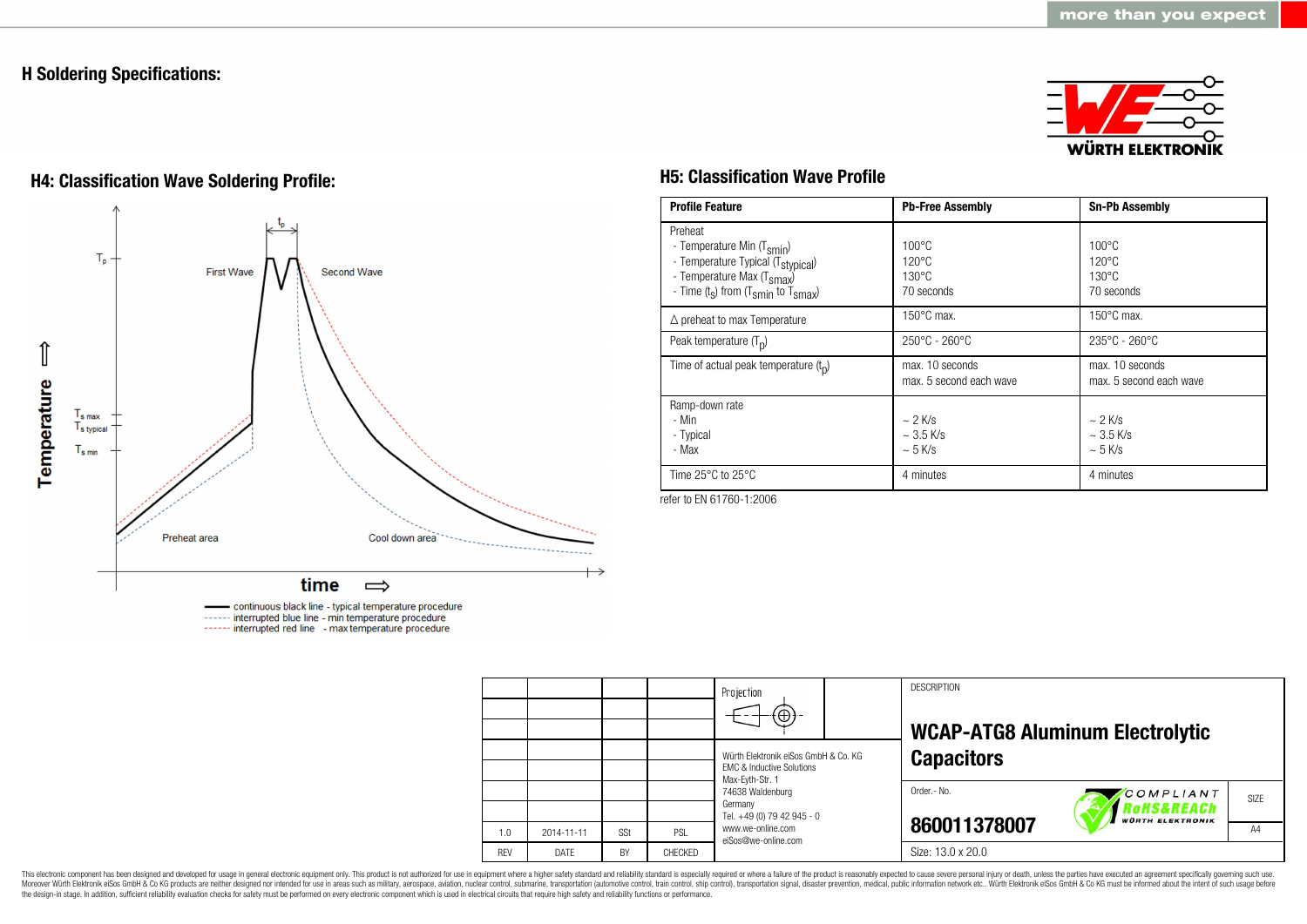## H Soldering Specifications:

### H4: Classification Wave Soldering Profile:

First Wave — Second Wave — $T_p$ — $t_p$ — $T_{s\,max}$ — $T_{s\,typical}$ — $T_{s\,min}$ — Temperature — time — Preheat area — Cool down area

continuous black line - typical temperature procedure
interrupted blue line - min temperature procedure
interrupted red line - max temperature procedure

### H5: Classification Wave Profile

| Profile Feature | Pb-Free Assembly | Sn-Pb Assembly |
|---|---|---|
| Preheat<br>- Temperature Min ($T_{smin}$)<br>- Temperature Typical ($T_{stypical}$)<br>- Temperature Max ($T_{smax}$)<br>- Time ($t_s$) from ($T_{smin}$ to $T_{smax}$) | 100°C<br>120°C<br>130°C<br>70 seconds | 100°C<br>120°C<br>130°C<br>70 seconds |
| Δ preheat to max Temperature | 150°C max. | 150°C max. |
| Peak temperature ($T_p$) | 250°C - 260°C | 235°C - 260°C |
| Time of actual peak temperature ($t_p$) | max. 10 seconds<br>max. 5 second each wave | max. 10 seconds<br>max. 5 second each wave |
| Ramp-down rate<br>- Min<br>- Typical<br>- Max | ~ 2 K/s<br>~ 3.5 K/s<br>~ 5 K/s | ~ 2 K/s<br>~ 3.5 K/s<br>~ 5 K/s |
| Time 25°C to 25°C | 4 minutes | 4 minutes |

refer to EN 61760-1:2006

| REV | DATE | BY | CHECKED |
|---|---|---|---|
| 1.0 | 2014-11-11 | SSt | PSL |

Würth Elektronik eiSos GmbH & Co. KG
EMC & Inductive Solutions
Max-Eyth-Str. 1
74638 Waldenburg
Germany
Tel. +49 (0) 79 42 945 - 0
www.we-online.com
eiSos@we-online.com

DESCRIPTION

**WCAP-ATG8 Aluminum Electrolytic Capacitors**

Order.- No. **860011378007**

Size: 13.0 x 20.0

SIZE: A4

This electronic component has been designed and developed for usage in general electronic equipment only. This product is not authorized for use in equipment where a higher safety standard and reliability standard is especially required or where a failure of the product is reasonably expected to cause severe personal injury or death, unless the parties have executed an agreement specifically governing such use. Moreover Würth Elektronik eiSos GmbH & Co KG products are neither designed nor intended for use in areas such as military, aerospace, aviation, nuclear control, submarine, transportation (automotive control, train control, ship control), transportation signal, disaster prevention, medical, public information network etc.. Würth Elektronik eiSos GmbH & Co KG must be informed about the intent of such usage before the design-in stage. In addition, sufficient reliability evaluation checks for safety must be performed on every electronic component which is used in electrical circuits that require high safety and reliability functions or performance.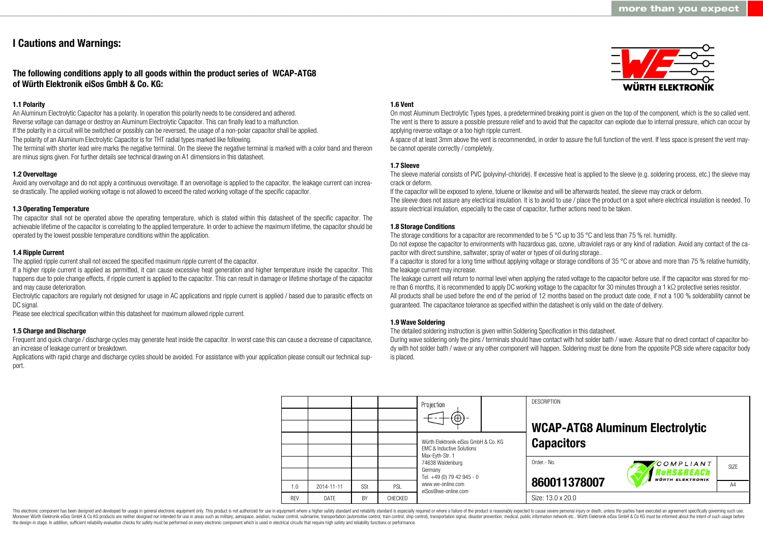# I Cautions and Warnings:

## The following conditions apply to all goods within the product series of WCAP-ATG8 of Würth Elektronik eiSos GmbH & Co. KG:

### 1.1 Polarity

An Aluminum Electrolytic Capacitor has a polarity. In operation this polarity needs to be considered and adhered.
Reverse voltage can damage or destroy an Aluminum Electrolytic Capacitor. This can finally lead to a malfunction.
If the polarity in a circuit will be switched or possibly can be reversed, the usage of a non-polar capacitor shall be applied.
The polarity of an Aluminum Electrolytic Capacitor is for THT radial types marked like following.
The terminal with shorter lead wire marks the negative terminal. On the sleeve the negative terminal is marked with a color band and thereon are minus signs given. For further details see technical drawing on A1 dimensions in this datasheet.

### 1.2 Overvoltage

Avoid any overvoltage and do not apply a continuous overvoltage. If an overvoltage is applied to the capacitor, the leakage current can increase drastically. The applied working voltage is not allowed to exceed the rated working voltage of the specific capacitor.

### 1.3 Operating Temperature

The capacitor shall not be operated above the operating temperature, which is stated within this datasheet of the specific capacitor. The achievable lifetime of the capacitor is correlating to the applied temperature. In order to achieve the maximum lifetime, the capacitor should be operated by the lowest possible temperature conditions within the application.

### 1.4 Ripple Current

The applied ripple current shall not exceed the specified maximum ripple current of the capacitor.
If a higher ripple current is applied as permitted, it can cause excessive heat generation and higher temperature inside the capacitor. This happens due to pole change effects, if ripple current is applied to the capacitor. This can result in damage or lifetime shortage of the capacitor and may cause deterioration.
Electrolytic capacitors are regularly not designed for usage in AC applications and ripple current is applied / based due to parasitic effects on DC signal.
Please see electrical specification within this datasheet for maximum allowed ripple current.

### 1.5 Charge and Discharge

Frequent and quick charge / discharge cycles may generate heat inside the capacitor. In worst case this can cause a decrease of capacitance, an increase of leakage current or breakdown.
Applications with rapid charge and discharge cycles should be avoided. For assistance with your application please consult our technical support.

### 1.6 Vent

On most Aluminum Electrolytic Types types, a predetermined breaking point is given on the top of the component, which is the so called vent. The vent is there to assure a possible pressure relief and to avoid that the capacitor can explode due to internal pressure, which can occur by applying reverse voltage or a too high ripple current.
A space of at least 3mm above the vent is recommended, in order to assure the full function of the vent. If less space is present the vent maybe cannot operate correctly / completely.

### 1.7 Sleeve

The sleeve material consists of PVC (polyvinyl-chloride). If excessive heat is applied to the sleeve (e.g. soldering process, etc.) the sleeve may crack or deform.
If the capacitor will be exposed to xylene, toluene or likewise and will be afterwards heated, the sleeve may crack or deform.
The sleeve does not assure any electrical insulation. It is to avoid to use / place the product on a spot where electrical insulation is needed. To assure electrical insulation, especially to the case of capacitor, further actions need to be taken.

### 1.8 Storage Conditions

The storage conditions for a capacitor are recommended to be 5 °C up to 35 °C and less than 75 % rel. humidity.
Do not expose the capacitor to environments with hazardous gas, ozone, ultraviolet rays or any kind of radiation. Avoid any contact of the capacitor with direct sunshine, saltwater, spray of water or types of oil during storage..
If a capacitor is stored for a long time without applying voltage or storage conditions of 35 °C or above and more than 75 % relative humidity, the leakage current may increase.
The leakage current will return to normal level when applying the rated voltage to the capacitor before use. If the capacitor was stored for more than 6 months, it is recommended to apply DC working voltage to the capacitor for 30 minutes through a 1 kΩ protective series resistor.
All products shall be used before the end of the period of 12 months based on the product date code, if not a 100 % solderability cannot be guaranteed. The capacitance tolerance as specified within the datasheet is only valid on the date of delivery.

### 1.9 Wave Soldering

The detailed soldering instruction is given within Soldering Specification in this datasheet.
During wave soldering only the pins / terminals should have contact with hot solder bath / wave. Assure that no direct contact of capacitor body with hot solder bath / wave or any other component will happen. Soldering must be done from the opposite PCB side where capacitor body is placed.

| | | | | Projection | DESCRIPTION | |
|---|---|---|---|---|---|---|
| | | | | | **WCAP-ATG8 Aluminum Electrolytic Capacitors** | |
| | | | | Würth Elektronik eiSos GmbH & Co. KG EMC & Inductive Solutions Max-Eyth-Str. 1 74638 Waldenburg Germany Tel. +49 (0) 79 42 945 - 0 www.we-online.com eiSos@we-online.com | Order.- No. | SIZE |
| 1.0 | 2014-11-11 | SSt | PSL | | **860011378007** | A4 |
| REV | DATE | BY | CHECKED | | Size: 13.0 x 20.0 | |

This electronic component has been designed and developed for usage in general electronic equipment only. This product is not authorized for use in equipment where a higher safety standard and reliability standard is especially required or where a failure of the product is reasonably expected to cause severe personal injury or death, unless the parties have executed an agreement specifically governing such use. Moreover Würth Elektronik eiSos GmbH & Co KG products are neither designed nor intended for use in areas such as military, aerospace, aviation, nuclear control, submarine, transportation (automotive control, train control, ship control), transportation signal, disaster prevention, medical, public information network etc.. Würth Elektronik eiSos GmbH & Co KG must be informed about the intent of such usage before the design-in stage. In addition, sufficient reliability evaluation checks for safety must be performed on every electronic component which is used in electrical circuits that require high safety and reliability functions or performance.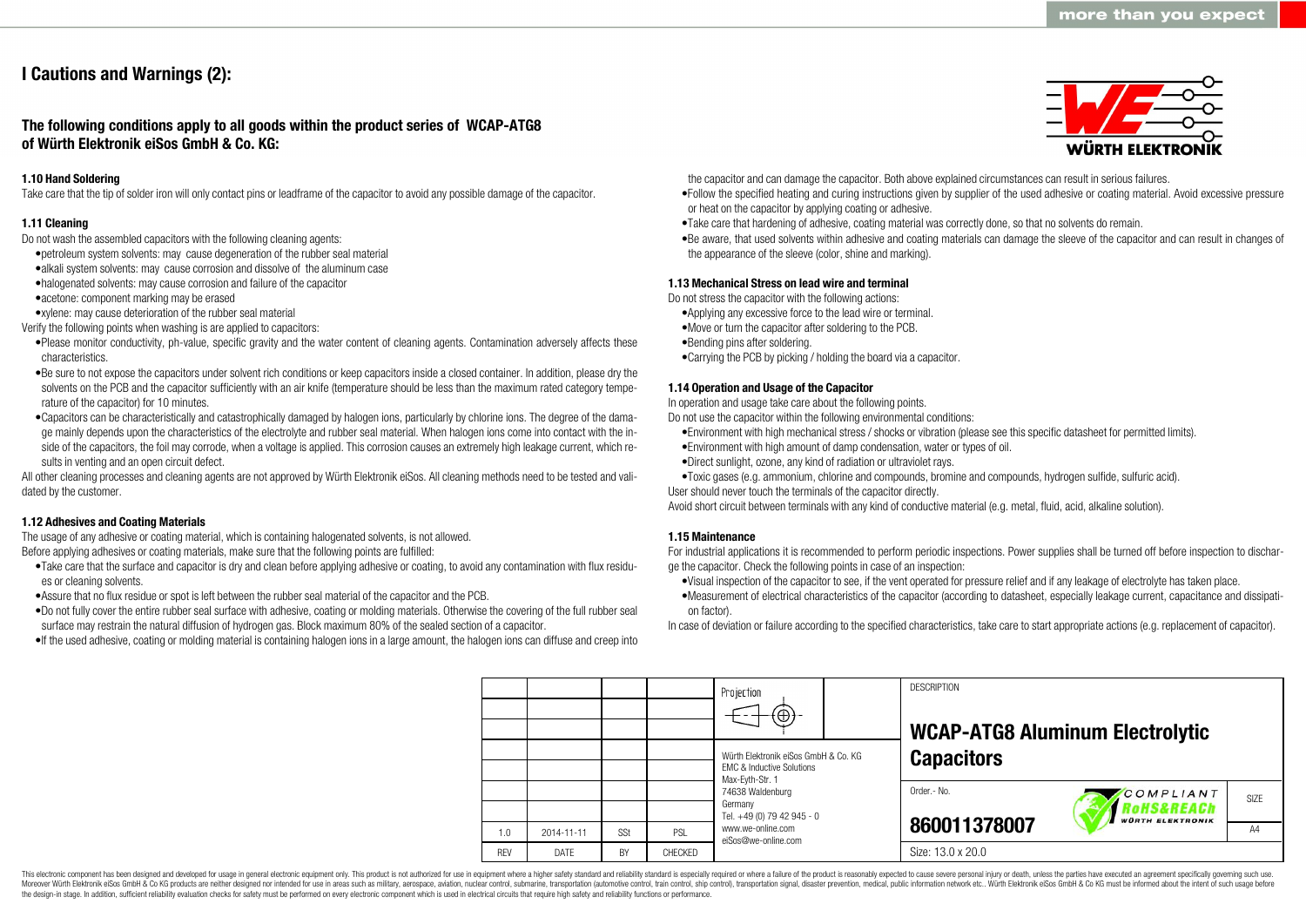# I Cautions and Warnings (2):

### The following conditions apply to all goods within the product series of WCAP-ATG8 of Würth Elektronik eiSos GmbH & Co. KG:

**1.10 Hand Soldering**

Take care that the tip of solder iron will only contact pins or leadframe of the capacitor to avoid any possible damage of the capacitor.

**1.11 Cleaning**

Do not wash the assembled capacitors with the following cleaning agents:

- petroleum system solvents: may cause degeneration of the rubber seal material
- alkali system solvents: may cause corrosion and dissolve of the aluminum case
- halogenated solvents: may cause corrosion and failure of the capacitor
- acetone: component marking may be erased
- xylene: may cause deterioration of the rubber seal material

Verify the following points when washing is are applied to capacitors:

- Please monitor conductivity, ph-value, specific gravity and the water content of cleaning agents. Contamination adversely affects these characteristics.
- Be sure to not expose the capacitors under solvent rich conditions or keep capacitors inside a closed container. In addition, please dry the solvents on the PCB and the capacitor sufficiently with an air knife (temperature should be less than the maximum rated category temperature of the capacitor) for 10 minutes.
- Capacitors can be characteristically and catastrophically damaged by halogen ions, particularly by chlorine ions. The degree of the damage mainly depends upon the characteristics of the electrolyte and rubber seal material. When halogen ions come into contact with the inside of the capacitors, the foil may corrode, when a voltage is applied. This corrosion causes an extremely high leakage current, which results in venting and an open circuit defect.

All other cleaning processes and cleaning agents are not approved by Würth Elektronik eiSos. All cleaning methods need to be tested and validated by the customer.

**1.12 Adhesives and Coating Materials**

The usage of any adhesive or coating material, which is containing halogenated solvents, is not allowed.

Before applying adhesives or coating materials, make sure that the following points are fulfilled:

- Take care that the surface and capacitor is dry and clean before applying adhesive or coating, to avoid any contamination with flux residues or cleaning solvents.
- Assure that no flux residue or spot is left between the rubber seal material of the capacitor and the PCB.
- Do not fully cover the entire rubber seal surface with adhesive, coating or molding materials. Otherwise the covering of the full rubber seal surface may restrain the natural diffusion of hydrogen gas. Block maximum 80% of the sealed section of a capacitor.
- If the used adhesive, coating or molding material is containing halogen ions in a large amount, the halogen ions can diffuse and creep into the capacitor and can damage the capacitor. Both above explained circumstances can result in serious failures.
- Follow the specified heating and curing instructions given by supplier of the used adhesive or coating material. Avoid excessive pressure or heat on the capacitor by applying coating or adhesive.
- Take care that hardening of adhesive, coating material was correctly done, so that no solvents do remain.
- Be aware, that used solvents within adhesive and coating materials can damage the sleeve of the capacitor and can result in changes of the appearance of the sleeve (color, shine and marking).

**1.13 Mechanical Stress on lead wire and terminal**

Do not stress the capacitor with the following actions:

- Applying any excessive force to the lead wire or terminal.
- Move or turn the capacitor after soldering to the PCB.
- Bending pins after soldering.
- Carrying the PCB by picking / holding the board via a capacitor.

**1.14 Operation and Usage of the Capacitor**

In operation and usage take care about the following points.

Do not use the capacitor within the following environmental conditions:

- Environment with high mechanical stress / shocks or vibration (please see this specific datasheet for permitted limits).
- Environment with high amount of damp condensation, water or types of oil.
- Direct sunlight, ozone, any kind of radiation or ultraviolet rays.
- Toxic gases (e.g. ammonium, chlorine and compounds, bromine and compounds, hydrogen sulfide, sulfuric acid).

User should never touch the terminals of the capacitor directly.

Avoid short circuit between terminals with any kind of conductive material (e.g. metal, fluid, acid, alkaline solution).

**1.15 Maintenance**

For industrial applications it is recommended to perform periodic inspections. Power supplies shall be turned off before inspection to discharge the capacitor. Check the following points in case of an inspection:

- Visual inspection of the capacitor to see, if the vent operated for pressure relief and if any leakage of electrolyte has taken place.
- Measurement of electrical characteristics of the capacitor (according to datasheet, especially leakage current, capacitance and dissipation factor).

In case of deviation or failure according to the specified characteristics, take care to start appropriate actions (e.g. replacement of capacitor).

| REV | DATE | BY | CHECKED |
|---|---|---|---|
| 1.0 | 2014-11-11 | SSt | PSL |

Würth Elektronik eiSos GmbH & Co. KG
EMC & Inductive Solutions
Max-Eyth-Str. 1
74638 Waldenburg
Germany
Tel. +49 (0) 79 42 945 - 0
www.we-online.com
eiSos@we-online.com

DESCRIPTION: **WCAP-ATG8 Aluminum Electrolytic Capacitors**

Order.- No. **860011378007**

Size: 13.0 x 20.0

SIZE: A4

This electronic component has been designed and developed for usage in general electronic equipment only. This product is not authorized for use in equipment where a higher safety standard and reliability standard is especially required or where a failure of the product is reasonably expected to cause severe personal injury or death, unless the parties have executed an agreement specifically governing such use. Moreover Würth Elektronik eiSos GmbH & Co KG products are neither designed nor intended for use in areas such as military, aerospace, aviation, nuclear control, submarine, transportation (automotive control, train control, ship control), transportation signal, disaster prevention, medical, public information network etc.. Würth Elektronik eiSos GmbH & Co KG must be informed about the intent of such usage before the design-in stage. In addition, sufficient reliability evaluation checks for safety must be performed on every electronic component which is used in electrical circuits that require high safety and reliability functions or performance.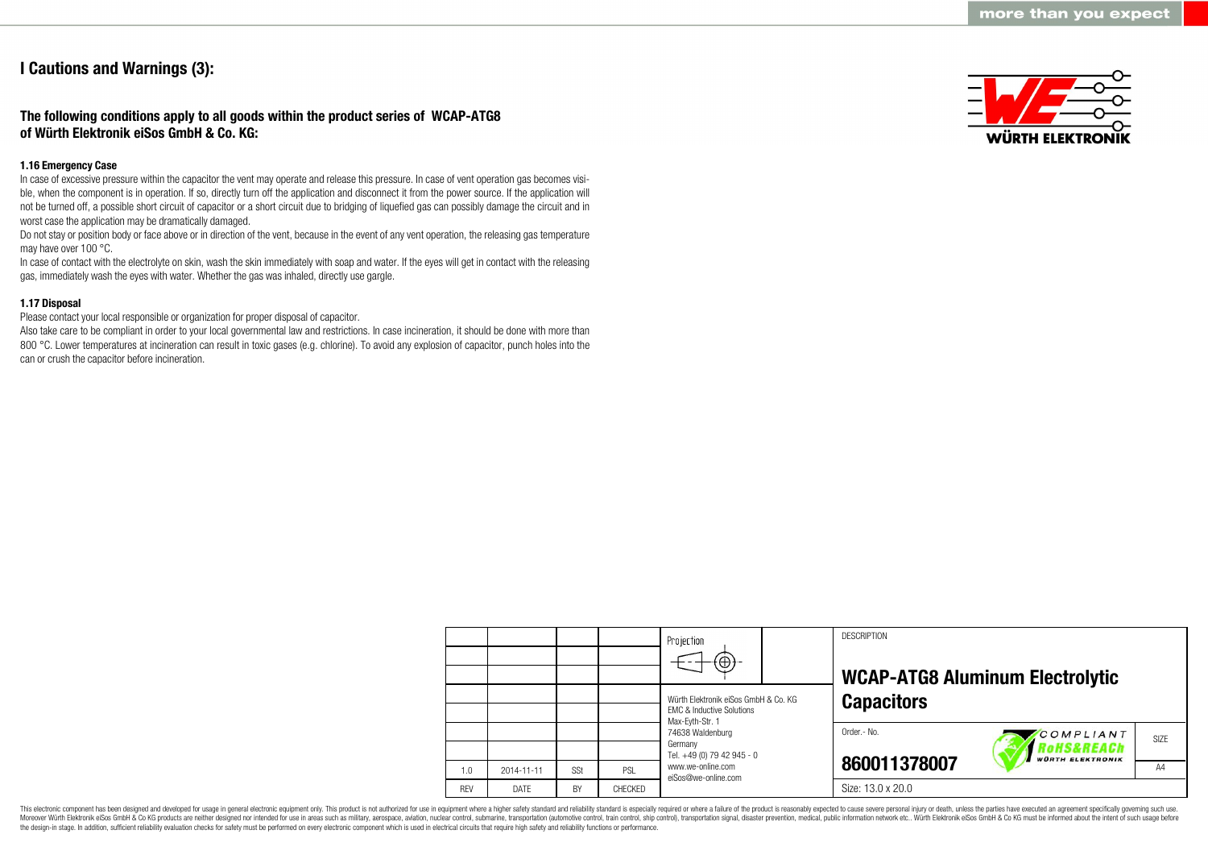# I Cautions and Warnings (3):

## The following conditions apply to all goods within the product series of WCAP-ATG8 of Würth Elektronik eiSos GmbH & Co. KG:

### 1.16 Emergency Case

In case of excessive pressure within the capacitor the vent may operate and release this pressure. In case of vent operation gas becomes visible, when the component is in operation. If so, directly turn off the application and disconnect it from the power source. If the application will not be turned off, a possible short circuit of capacitor or a short circuit due to bridging of liquefied gas can possibly damage the circuit and in worst case the application may be dramatically damaged.

Do not stay or position body or face above or in direction of the vent, because in the event of any vent operation, the releasing gas temperature may have over 100 °C.

In case of contact with the electrolyte on skin, wash the skin immediately with soap and water. If the eyes will get in contact with the releasing gas, immediately wash the eyes with water. Whether the gas was inhaled, directly use gargle.

### 1.17 Disposal

Please contact your local responsible or organization for proper disposal of capacitor.

Also take care to be compliant in order to your local governmental law and restrictions. In case incineration, it should be done with more than 800 °C. Lower temperatures at incineration can result in toxic gases (e.g. chlorine). To avoid any explosion of capacitor, punch holes into the can or crush the capacitor before incineration.

| | | | | Projection | DESCRIPTION |
|---|---|---|---|---|---|
| | | | | | **WCAP-ATG8 Aluminum Electrolytic Capacitors** |
| | | | | Würth Elektronik eiSos GmbH & Co. KG<br>EMC & Inductive Solutions<br>Max-Eyth-Str. 1<br>74638 Waldenburg<br>Germany<br>Tel. +49 (0) 79 42 945 - 0<br>www.we-online.com<br>eiSos@we-online.com | Order.- No. **860011378007** — SIZE A4 |
| 1.0 | 2014-11-11 | SSt | PSL | | |
| REV | DATE | BY | CHECKED | | Size: 13.0 x 20.0 |

This electronic component has been designed and developed for usage in general electronic equipment only. This product is not authorized for use in equipment where a higher safety standard and reliability standard is especially required or where a failure of the product is reasonably expected to cause severe personal injury or death, unless the parties have executed an agreement specifically governing such use. Moreover Würth Elektronik eiSos GmbH & Co KG products are neither designed nor intended for use in areas such as military, aerospace, aviation, nuclear control, submarine, transportation (automotive control, train control, ship control), transportation signal, disaster prevention, medical, public information network etc.. Würth Elektronik eiSos GmbH & Co KG must be informed about the intent of such usage before the design-in stage. In addition, sufficient reliability evaluation checks for safety must be performed on every electronic component which is used in electrical circuits that require high safety and reliability functions or performance.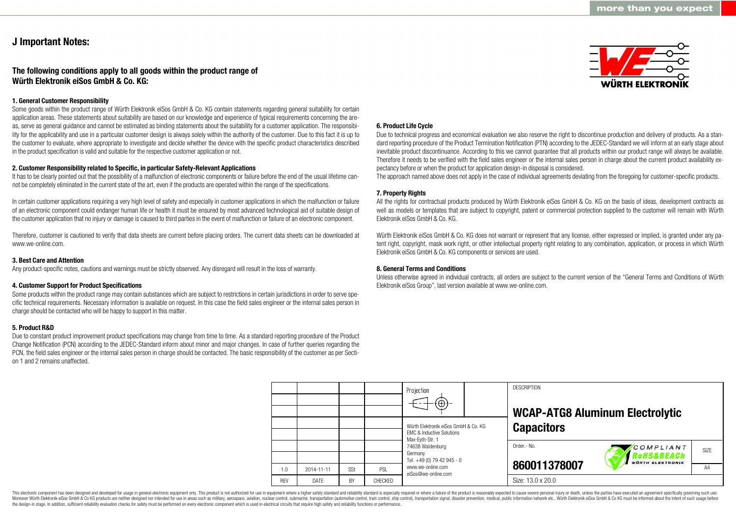# J Important Notes:

## The following conditions apply to all goods within the product range of Würth Elektronik eiSos GmbH & Co. KG:

### 1. General Customer Responsibility

Some goods within the product range of Würth Elektronik eiSos GmbH & Co. KG contain statements regarding general suitability for certain application areas. These statements about suitability are based on our knowledge and experience of typical requirements concerning the areas, serve as general guidance and cannot be estimated as binding statements about the suitability for a customer application. The responsibility for the applicability and use in a particular customer design is always solely within the authority of the customer. Due to this fact it is up to the customer to evaluate, where appropriate to investigate and decide whether the device with the specific product characteristics described in the product specification is valid and suitable for the respective customer application or not.

### 2. Customer Responsibility related to Specific, in particular Safety-Relevant Applications

It has to be clearly pointed out that the possibility of a malfunction of electronic components or failure before the end of the usual lifetime cannot be completely eliminated in the current state of the art, even if the products are operated within the range of the specifications.

In certain customer applications requiring a very high level of safety and especially in customer applications in which the malfunction or failure of an electronic component could endanger human life or health it must be ensured by most advanced technological aid of suitable design of the customer application that no injury or damage is caused to third parties in the event of malfunction or failure of an electronic component.

Therefore, customer is cautioned to verify that data sheets are current before placing orders. The current data sheets can be downloaded at www.we-online.com.

### 3. Best Care and Attention

Any product-specific notes, cautions and warnings must be strictly observed. Any disregard will result in the loss of warranty.

### 4. Customer Support for Product Specifications

Some products within the product range may contain substances which are subject to restrictions in certain jurisdictions in order to serve specific technical requirements. Necessary information is available on request. In this case the field sales engineer or the internal sales person in charge should be contacted who will be happy to support in this matter.

### 5. Product R&D

Due to constant product improvement product specifications may change from time to time. As a standard reporting procedure of the Product Change Notification (PCN) according to the JEDEC-Standard inform about minor and major changes. In case of further queries regarding the PCN, the field sales engineer or the internal sales person in charge should be contacted. The basic responsibility of the customer as per Section 1 and 2 remains unaffected.

### 6. Product Life Cycle

Due to technical progress and economical evaluation we also reserve the right to discontinue production and delivery of products. As a standard reporting procedure of the Product Termination Notification (PTN) according to the JEDEC-Standard we will inform at an early stage about inevitable product discontinuance. According to this we cannot guarantee that all products within our product range will always be available. Therefore it needs to be verified with the field sales engineer or the internal sales person in charge about the current product availability expectancy before or when the product for application design-in disposal is considered.

The approach named above does not apply in the case of individual agreements deviating from the foregoing for customer-specific products.

### 7. Property Rights

All the rights for contractual products produced by Würth Elektronik eiSos GmbH & Co. KG on the basis of ideas, development contracts as well as models or templates that are subject to copyright, patent or commercial protection supplied to the customer will remain with Würth Elektronik eiSos GmbH & Co. KG.

Würth Elektronik eiSos GmbH & Co. KG does not warrant or represent that any license, either expressed or implied, is granted under any patent right, copyright, mask work right, or other intellectual property right relating to any combination, application, or process in which Würth Elektronik eiSos GmbH & Co. KG components or services are used.

### 8. General Terms and Conditions

Unless otherwise agreed in individual contracts, all orders are subject to the current version of the "General Terms and Conditions of Würth Elektronik eiSos Group", last version available at www.we-online.com.

| | | | | | |
|---|---|---|---|---|---|
| 1.0 | 2014-11-11 | SSt | PSL | Würth Elektronik eiSos GmbH & Co. KG<br>EMC & Inductive Solutions<br>Max-Eyth-Str. 1<br>74638 Waldenburg<br>Germany<br>Tel. +49 (0) 79 42 945 - 0<br>www.we-online.com<br>eiSos@we-online.com | DESCRIPTION: WCAP-ATG8 Aluminum Electrolytic Capacitors<br>Order.- No. 860011378007<br>SIZE A4<br>Size: 13.0 x 20.0 |
| REV | DATE | BY | CHECKED | | |

This electronic component has been designed and developed for usage in general electronic equipment only. This product is not authorized for use in equipment where a higher safety standard and reliability standard is especially required or where a failure of the product is reasonably expected to cause severe personal injury or death, unless the parties have executed an agreement specifically governing such use. Moreover Würth Elektronik eiSos GmbH & Co KG products are neither designed nor intended for use in areas such as military, aerospace, aviation, nuclear control, submarine, transportation (automotive control, train control, ship control), transportation signal, disaster prevention, medical, public information network etc.. Würth Elektronik eiSos GmbH & Co KG must be informed about the intent of such usage before the design-in stage. In addition, sufficient reliability evaluation checks for safety must be performed on every electronic component which is used in electrical circuits that require high safety and reliability functions or performance.